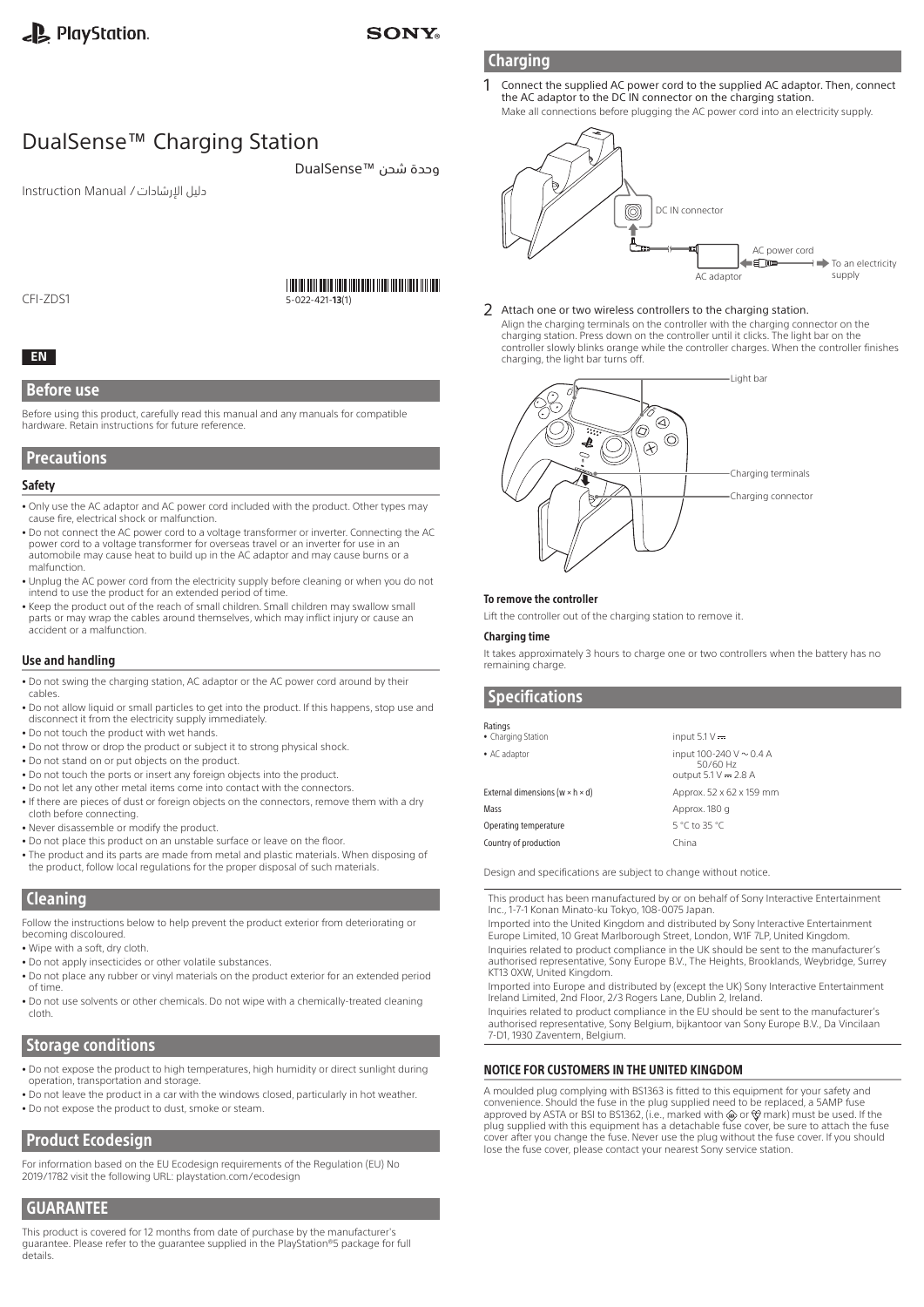PlayStation

SONY

# DualSense™ Charging Station

وحدة شحن ™DualSense

Instruction Manual / دليل الإرشادات

CFI-ZDS1

5-022-421-**13**(1)

**EN**

## Before use

Before using this product, carefully read this manual and any manuals for compatible hardware. Retain instructions for future reference.

## Precautions

### Safety

- Only use the AC adaptor and AC power cord included with the product. Other types may cause fire, electrical shock or malfunction.
- Do not connect the AC power cord to a voltage transformer or inverter. Connecting the AC power cord to a voltage transformer for overseas travel or an inverter for use in an automobile may cause heat to build up in the AC adaptor and may cause burns or a malfunction.
- Unplug the AC power cord from the electricity supply before cleaning or when you do not intend to use the product for an extended period of time.
- Keep the product out of the reach of small children. Small children may swallow small parts or may wrap the cables around themselves, which may inflict injury or cause an accident or a malfunction.

### Use and handling

- Do not swing the charging station, AC adaptor or the AC power cord around by their cables.
- Do not allow liquid or small particles to get into the product. If this happens, stop use and disconnect it from the electricity supply immediately.
- Do not touch the product with wet hands.
- Do not throw or drop the product or subject it to strong physical shock.
- Do not stand on or put objects on the product.
- Do not touch the ports or insert any foreign objects into the product.
- Do not let any other metal items come into contact with the connectors.
- If there are pieces of dust or foreign objects on the connectors, remove them with a dry cloth before connecting.
- Never disassemble or modify the product.
- Do not place this product on an unstable surface or leave on the floor.
- The product and its parts are made from metal and plastic materials. When disposing of the product, follow local regulations for the proper disposal of such materials.

## Cleaning

Follow the instructions below to help prevent the product exterior from deteriorating or becoming discoloured.

- Wipe with a soft, dry cloth.
- Do not apply insecticides or other volatile substances.
- Do not place any rubber or vinyl materials on the product exterior for an extended period of time.
- Do not use solvents or other chemicals. Do not wipe with a chemically-treated cleaning cloth.

## Storage conditions

- Do not expose the product to high temperatures, high humidity or direct sunlight during operation, transportation and storage.
- Do not leave the product in a car with the windows closed, particularly in hot weather.
- Do not expose the product to dust, smoke or steam.

## Product Ecodesign

For information based on the EU Ecodesign requirements of the Regulation (EU) No 2019/1782 visit the following URL: playstation.com/ecodesign

## GUARANTEE

This product is covered for 12 months from date of purchase by the manufacturer's guarantee. Please refer to the guarantee supplied in the PlayStation®5 package for full details.

## Charging

1. Connect the supplied AC power cord to the supplied AC adaptor. Then, connect the AC adaptor to the DC IN connector on the charging station.
   Make all connections before plugging the AC power cord into an electricity supply.

DC IN connector
AC power cord
To an electricity supply
AC adaptor

2. Attach one or two wireless controllers to the charging station.
   Align the charging terminals on the controller with the charging connector on the charging station. Press down on the controller until it clicks. The light bar on the controller slowly blinks orange while the controller charges. When the controller finishes charging, the light bar turns off.

Light bar
Charging terminals
Charging connector

### To remove the controller

Lift the controller out of the charging station to remove it.

### Charging time

It takes approximately 3 hours to charge one or two controllers when the battery has no remaining charge.

## Specifications

| Ratings | |
|---|---|
| • Charging Station | input 5.1 V ⎓ |
| • AC adaptor | input 100-240 V ∼ 0.4 A 50/60 Hz<br>output 5.1 V ⎓ 2.8 A |
| External dimensions (w × h × d) | Approx. 52 x 62 x 159 mm |
| Mass | Approx. 180 g |
| Operating temperature | 5 °C to 35 °C |
| Country of production | China |

Design and specifications are subject to change without notice.

This product has been manufactured by or on behalf of Sony Interactive Entertainment Inc., 1-7-1 Konan Minato-ku Tokyo, 108-0075 Japan.

Imported into the United Kingdom and distributed by Sony Interactive Entertainment Europe Limited, 10 Great Marlborough Street, London, W1F 7LP, United Kingdom.

Inquiries related to product compliance in the UK should be sent to the manufacturer's authorised representative, Sony Europe B.V., The Heights, Brooklands, Weybridge, Surrey KT13 0XW, United Kingdom.

Imported into Europe and distributed by (except the UK) Sony Interactive Entertainment Ireland Limited, 2nd Floor, 2/3 Rogers Lane, Dublin 2, Ireland.

Inquiries related to product compliance in the EU should be sent to the manufacturer's authorised representative, Sony Belgium, bijkantoor van Sony Europe B.V., Da Vincilaan 7-D1, 1930 Zaventem, Belgium.

### NOTICE FOR CUSTOMERS IN THE UNITED KINGDOM

A moulded plug complying with BS1363 is fitted to this equipment for your safety and convenience. Should the fuse in the plug supplied need to be replaced, a 5AMP fuse approved by ASTA or BSI to BS1362, (i.e., marked with ASTA or BSI mark) must be used. If the plug supplied with this equipment has a detachable fuse cover, be sure to attach the fuse cover after you change the fuse. Never use the plug without the fuse cover. If you should lose the fuse cover, please contact your nearest Sony service station.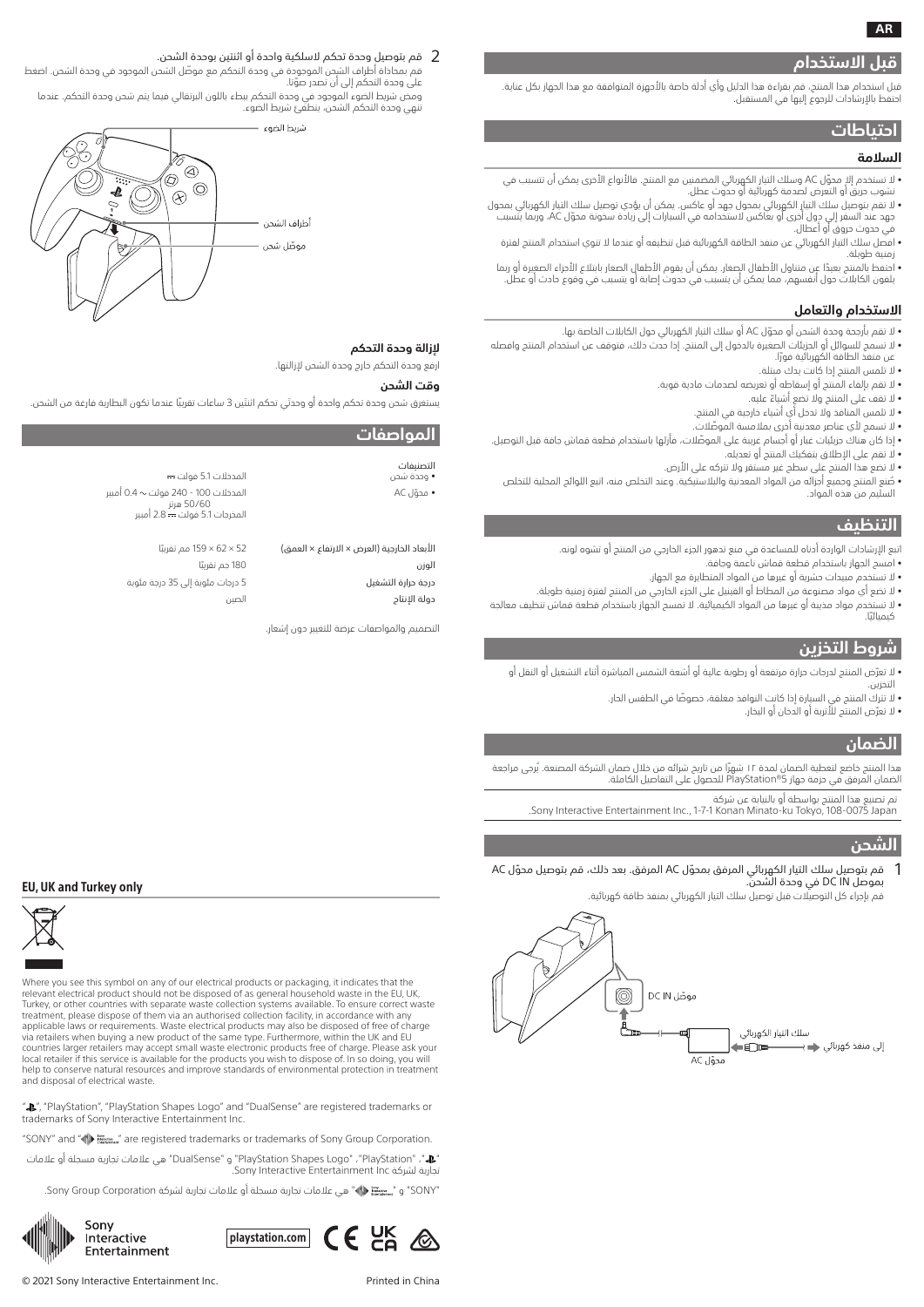AR

## قبل الاستخدام

قبل استخدام هذا المنتج، قم بقراءة هذا الدليل وأي أدلة خاصة بالأجهزة المتوافقة مع هذا الجهاز بكل عناية. احتفظ بالإرشادات للرجوع إليها في المستقبل.

## احتياطات

### السلامة

- لا تستخدم إلا محوّل AC وسلك التيار الكهربائي المضمنين مع المنتج. فالأنواع الأخرى يمكن أن تتسبب في نشوب حريق أو التعرض لصدمة كهربائية أو حدوث عطل.
- لا تقم بتوصيل سلك التيار الكهربائي بمحول جهد أو عاكس. يمكن أن يؤدي توصيل سلك التيار الكهربائي بمحول جهد عند السفر إلى دول أخرى أو بعاكس لاستخدامه في السيارات إلى زيادة سخونة محوّل AC، وربما يتسبب في حدوث حروق أو أعطال.
- افصل سلك التيار الكهربائي عن منفذ الطاقة الكهربائية قبل تنظيفه أو عندما لا تنوي استخدام المنتج لفترة زمنية طويلة.
- احتفظ بالمنتج بعيدًا عن متناول الأطفال الصغار. يمكن أن يقوم الأطفال الصغار بابتلاع الأجزاء الصغيرة أو ربما يلفون الكابلات حول أنفسهم، مما يمكن أن يتسبب في حدوث إصابة أو يتسبب في وقوع حادث أو عطل.

### الاستخدام والتعامل

- لا تقم بأرجحة وحدة الشحن أو محوّل AC أو سلك التيار الكهربائي حول الكابلات الخاصة بها.
- لا تسمح للسوائل أو الجزيئات الصغيرة بالدخول إلى المنتج. إذا حدث ذلك، فتوقف عن استخدام المنتج وافصله عن منفذ الطاقة الكهربائية فورًا.
- لا تلمس المنتج إذا كانت يدك مبتلة.
- لا تقم بإلقاء المنتج أو إسقاطه أو تعريضه لصدمات مادية قوية.
- لا تقف على المنتج ولا تضع أشياء عليه.
- لا تلمس المنافذ ولا تدخل أي أشياء خارجية في المنتج.
- لا تسمح لأي عناصر معدنية أخرى بملامسة الموصّلات.
- إذا كان هناك جزيئات غبار أو أجسام غريبة على الموصّلات، فأزلها باستخدام قطعة قماش جافة قبل التوصيل.
- لا تقم على الإطلاق بتفكيك المنتج أو تعديله.
- لا تضع هذا المنتج على سطح غير مستقر ولا تتركه على الأرض.
- صُنع المنتج وجميع أجزائه من المواد المعدنية والبلاستيكية. وعند التخلص منه، اتبع اللوائح المحلية للتخلص السليم من هذه المواد.

## التنظيف

اتبع الإرشادات الواردة أدناه للمساعدة في منع تدهور الجزء الخارجي من المنتج أو تشوه لونه.

- امسح الجهاز باستخدام قطعة قماش ناعمة وجافة.
- لا تستخدم مبيدات حشرية أو غيرها من المواد المتطايرة مع الجهاز.
- لا تضع أي مواد مصنوعة من المطاط أو الفينيل على الجزء الخارجي من المنتج لفترة زمنية طويلة.
- لا تستخدم مواد مذيبة أو غيرها من المواد الكيميائية. لا تمسح الجهاز باستخدام قطعة قماش تنظيف معالجة كيميائيًا.

## شروط التخزين

- لا تعرّض المنتج لدرجات حرارة مرتفعة أو رطوبة عالية أو أشعة الشمس المباشرة أثناء التشغيل أو النقل أو التخزين.
- لا تترك المنتج في السيارة إذا كانت النوافذ مغلقة، خصوصًا في الطقس الحار.
- لا تعرّض المنتج للأتربة أو الدخان أو البخار.

## الضمان

هذا المنتج خاضع لتغطية الضمان لمدة ١٢ شهرًا من تاريخ شرائه من خلال ضمان الشركة المصنعة. يُرجى مراجعة الضمان المرفق في حزمة جهاز PlayStation®5 للحصول على التفاصيل الكاملة.

تم تصنيع هذا المنتج بواسطة أو بالنيابة عن شركة
Sony Interactive Entertainment Inc., 1-7-1 Konan Minato-ku Tokyo, 108-0075 Japan.

## الشحن

1 قم بتوصيل سلك التيار الكهربائي المرفق بمحوّل AC المرفق. بعد ذلك، قم بتوصيل محوّل AC بموصل DC IN في وحدة الشحن.
قم بإجراء كل التوصيلات قبل توصيل سلك التيار الكهربائي بمنفذ طاقة كهربائية.

موصّل DC IN
سلك التيار الكهربائي
إلى منفذ كهربائي
محوّل AC

2 قم بتوصيل وحدة تحكم لاسلكية واحدة أو اثنتين بوحدة الشحن.
قم بمحاذاة أطراف الشحن الموجودة في وحدة التحكم مع موصّل الشحن الموجود في وحدة الشحن. اضغط على وحدة التحكم إلى أن تصدر صوتًا.
ومض شريط الضوء الموجود في وحدة التحكم ببطء باللون البرتقالي فيما يتم شحن وحدة التحكم. عندما تنهي وحدة التحكم الشحن، ينطفئ شريط الضوء.

شريط الضوء
أطراف الشحن
موصّل شحن

### لإزالة وحدة التحكم

ارفع وحدة التحكم خارج وحدة الشحن لإزالتها.

### وقت الشحن

يستغرق شحن وحدة تحكم واحدة أو وحدتَي تحكم اثنتين 3 ساعات تقريبًا عندما تكون البطارية فارغة من الشحن.

## المواصفات

| | |
|---|---|
| التصنيفات | |
| • وحدة شحن | المدخلات 5.1 فولت ⎓ |
| • محوّل AC | المدخلات 100 - 240 فولت ~ 0.4 أمبير 50/60 هرتز<br>المخرجات 5.1 فولت ⎓ 2.8 أمبير |
| الأبعاد الخارجية (العرض × الارتفاع × العمق) | 52 × 62 × 159 مم تقريبًا |
| الوزن | 180 جم تقريبًا |
| درجة حرارة التشغيل | 5 درجات مئوية إلى 35 درجة مئوية |
| دولة الإنتاج | الصين |

التصميم والمواصفات عرضة للتغيير دون إشعار.

**EU, UK and Turkey only**

Where you see this symbol on any of our electrical products or packaging, it indicates that the relevant electrical product should not be disposed of as general household waste in the EU, UK, Turkey, or other countries with separate waste collection systems available. To ensure correct waste treatment, please dispose of them via an authorised collection facility, in accordance with any applicable laws or requirements. Waste electrical products may also be disposed of free of charge via retailers when buying a new product of the same type. Furthermore, within the UK and EU countries larger retailers may accept small waste electronic products free of charge. Please ask your local retailer if this service is available for the products you wish to dispose of. In so doing, you will help to conserve natural resources and improve standards of environmental protection in treatment and disposal of electrical waste.

"", "PlayStation", "PlayStation Shapes Logo" and "DualSense" are registered trademarks or trademarks of Sony Interactive Entertainment Inc.

"SONY" and "" are registered trademarks or trademarks of Sony Group Corporation.

""، "PlayStation"، "PlayStation Shapes Logo" و "DualSense" هي علامات تجارية مسجلة أو علامات تجارية لشركة Sony Interactive Entertainment Inc.

"SONY" و "" هي علامات تجارية مسجلة أو علامات تجارية لشركة Sony Group Corporation.

Sony Interactive Entertainment

playstation.com

© 2021 Sony Interactive Entertainment Inc.

Printed in China